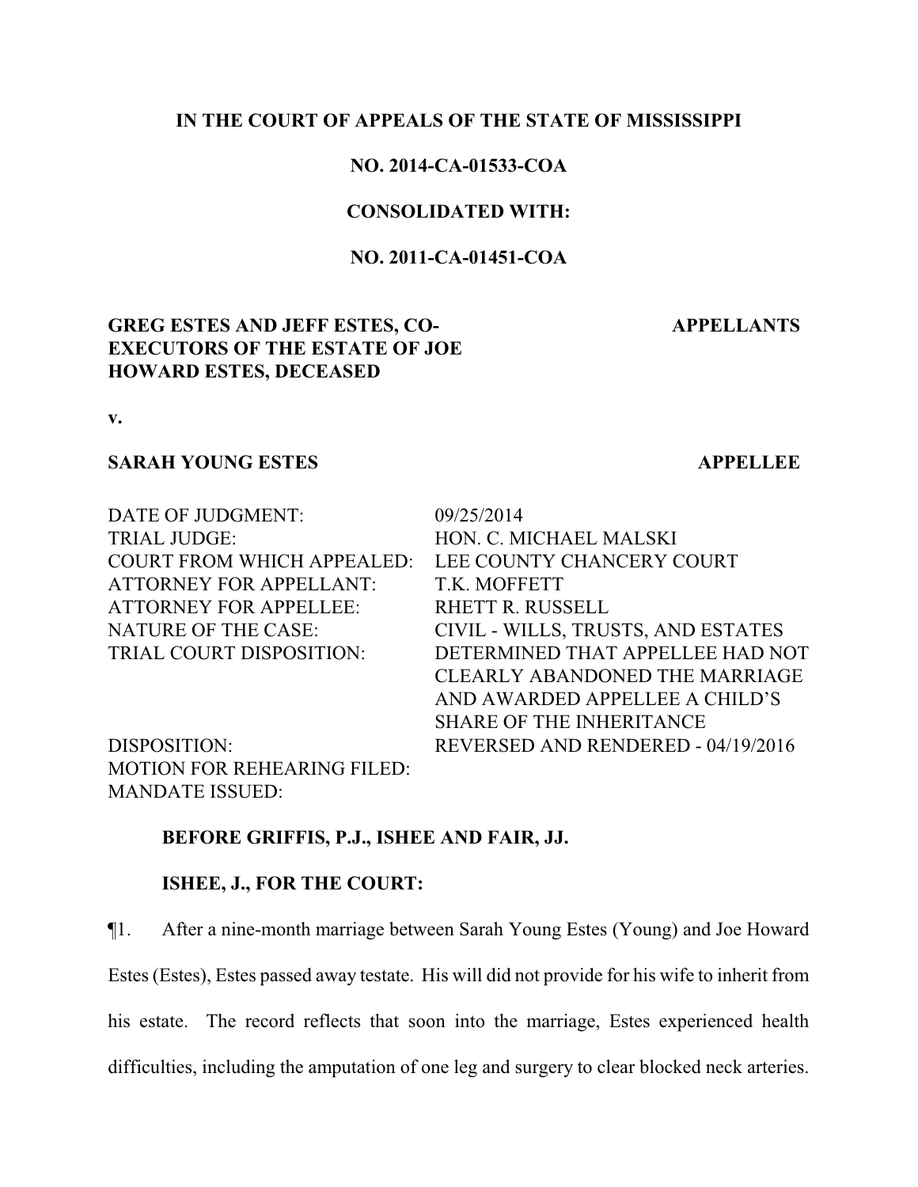**IN THE COURT OF APPEALS OF THE STATE OF MISSISSIPPI**

**NO. 2014-CA-01533-COA**

**CONSOLIDATED WITH:**

**NO. 2011-CA-01451-COA**

**GREG ESTES AND JEFF ESTES, CO-EXECUTORS OF THE ESTATE OF JOE HOWARD ESTES, DECEASED** — **APPELLANTS**

**v.**

**SARAH YOUNG ESTES** — **APPELLEE**

| | |
|---|---|
| DATE OF JUDGMENT: | 09/25/2014 |
| TRIAL JUDGE: | HON. C. MICHAEL MALSKI |
| COURT FROM WHICH APPEALED: | LEE COUNTY CHANCERY COURT |
| ATTORNEY FOR APPELLANT: | T.K. MOFFETT |
| ATTORNEY FOR APPELLEE: | RHETT R. RUSSELL |
| NATURE OF THE CASE: | CIVIL - WILLS, TRUSTS, AND ESTATES |
| TRIAL COURT DISPOSITION: | DETERMINED THAT APPELLEE HAD NOT CLEARLY ABANDONED THE MARRIAGE AND AWARDED APPELLEE A CHILD'S SHARE OF THE INHERITANCE |
| DISPOSITION: | REVERSED AND RENDERED - 04/19/2016 |
| MOTION FOR REHEARING FILED: | |
| MANDATE ISSUED: | |

**BEFORE GRIFFIS, P.J., ISHEE AND FAIR, JJ.**

**ISHEE, J., FOR THE COURT:**

¶1. After a nine-month marriage between Sarah Young Estes (Young) and Joe Howard Estes (Estes), Estes passed away testate. His will did not provide for his wife to inherit from his estate. The record reflects that soon into the marriage, Estes experienced health difficulties, including the amputation of one leg and surgery to clear blocked neck arteries.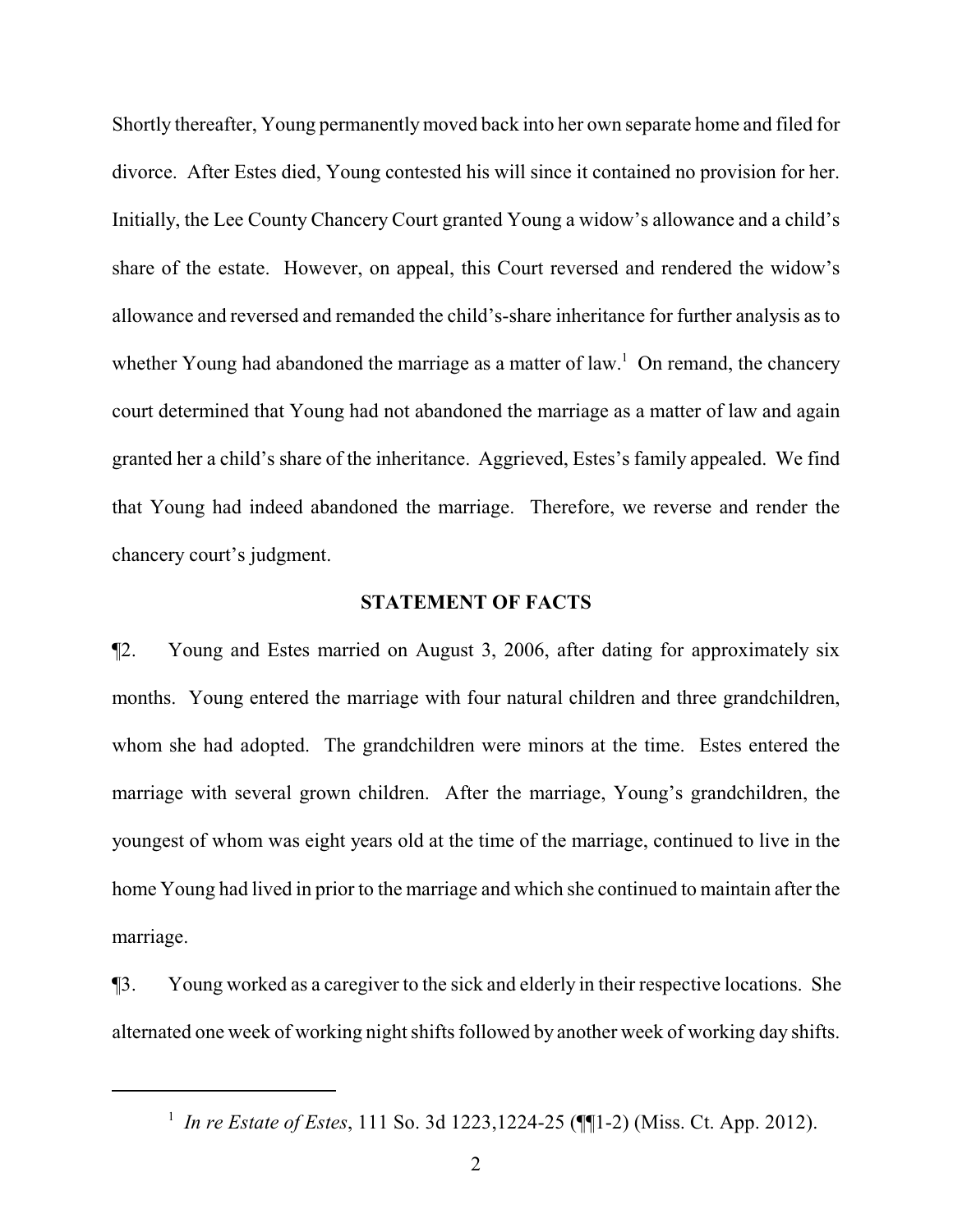Shortly thereafter, Young permanently moved back into her own separate home and filed for divorce. After Estes died, Young contested his will since it contained no provision for her. Initially, the Lee County Chancery Court granted Young a widow's allowance and a child's share of the estate. However, on appeal, this Court reversed and rendered the widow's allowance and reversed and remanded the child's-share inheritance for further analysis as to whether Young had abandoned the marriage as a matter of law.[1] On remand, the chancery court determined that Young had not abandoned the marriage as a matter of law and again granted her a child's share of the inheritance. Aggrieved, Estes's family appealed. We find that Young had indeed abandoned the marriage. Therefore, we reverse and render the chancery court's judgment.

## STATEMENT OF FACTS

¶2. Young and Estes married on August 3, 2006, after dating for approximately six months. Young entered the marriage with four natural children and three grandchildren, whom she had adopted. The grandchildren were minors at the time. Estes entered the marriage with several grown children. After the marriage, Young's grandchildren, the youngest of whom was eight years old at the time of the marriage, continued to live in the home Young had lived in prior to the marriage and which she continued to maintain after the marriage.

¶3. Young worked as a caregiver to the sick and elderly in their respective locations. She alternated one week of working night shifts followed by another week of working day shifts.

---

[1] *In re Estate of Estes*, 111 So. 3d 1223,1224-25 (¶¶1-2) (Miss. Ct. App. 2012).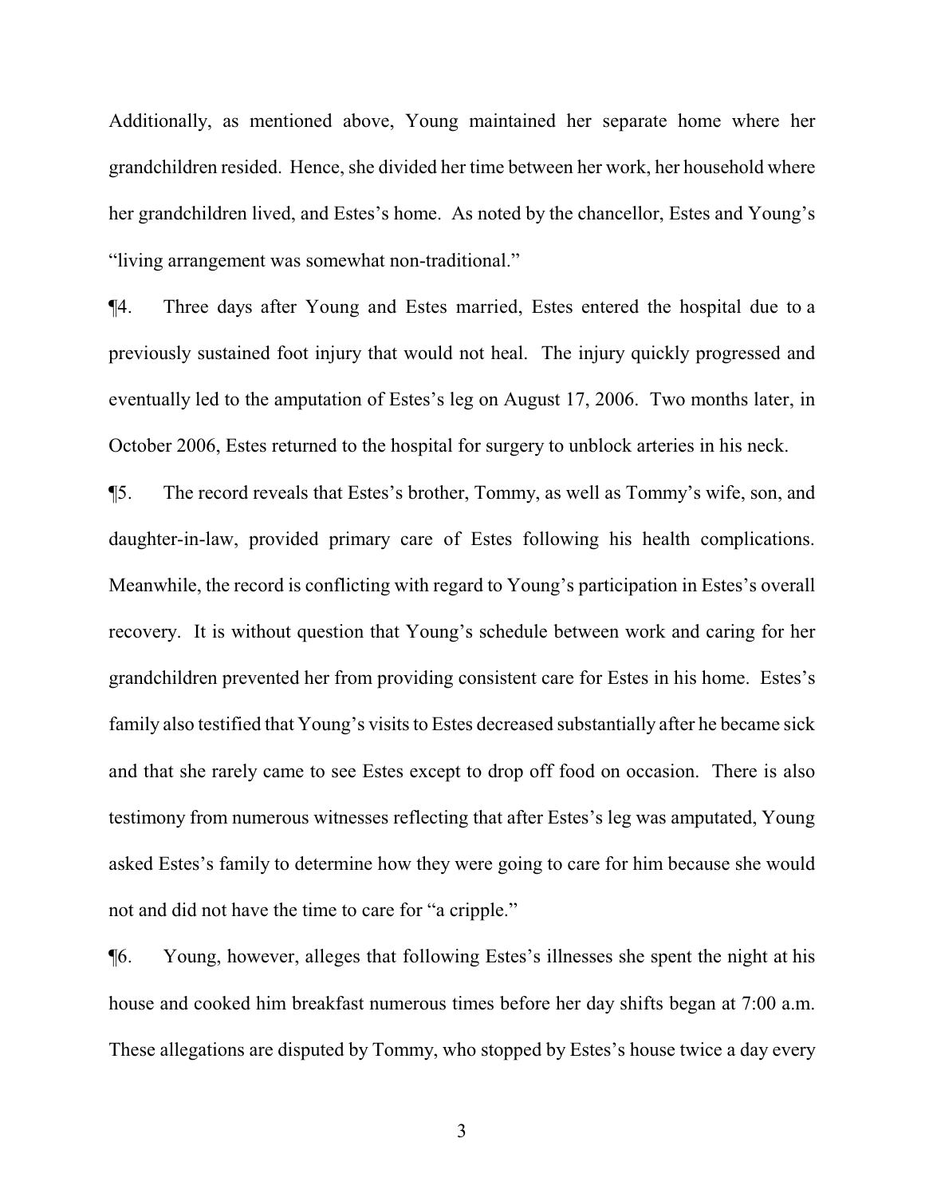Additionally, as mentioned above, Young maintained her separate home where her grandchildren resided. Hence, she divided her time between her work, her household where her grandchildren lived, and Estes's home. As noted by the chancellor, Estes and Young's "living arrangement was somewhat non-traditional."

¶4. Three days after Young and Estes married, Estes entered the hospital due to a previously sustained foot injury that would not heal. The injury quickly progressed and eventually led to the amputation of Estes's leg on August 17, 2006. Two months later, in October 2006, Estes returned to the hospital for surgery to unblock arteries in his neck.

¶5. The record reveals that Estes's brother, Tommy, as well as Tommy's wife, son, and daughter-in-law, provided primary care of Estes following his health complications. Meanwhile, the record is conflicting with regard to Young's participation in Estes's overall recovery. It is without question that Young's schedule between work and caring for her grandchildren prevented her from providing consistent care for Estes in his home. Estes's family also testified that Young's visits to Estes decreased substantially after he became sick and that she rarely came to see Estes except to drop off food on occasion. There is also testimony from numerous witnesses reflecting that after Estes's leg was amputated, Young asked Estes's family to determine how they were going to care for him because she would not and did not have the time to care for "a cripple."

¶6. Young, however, alleges that following Estes's illnesses she spent the night at his house and cooked him breakfast numerous times before her day shifts began at 7:00 a.m. These allegations are disputed by Tommy, who stopped by Estes's house twice a day every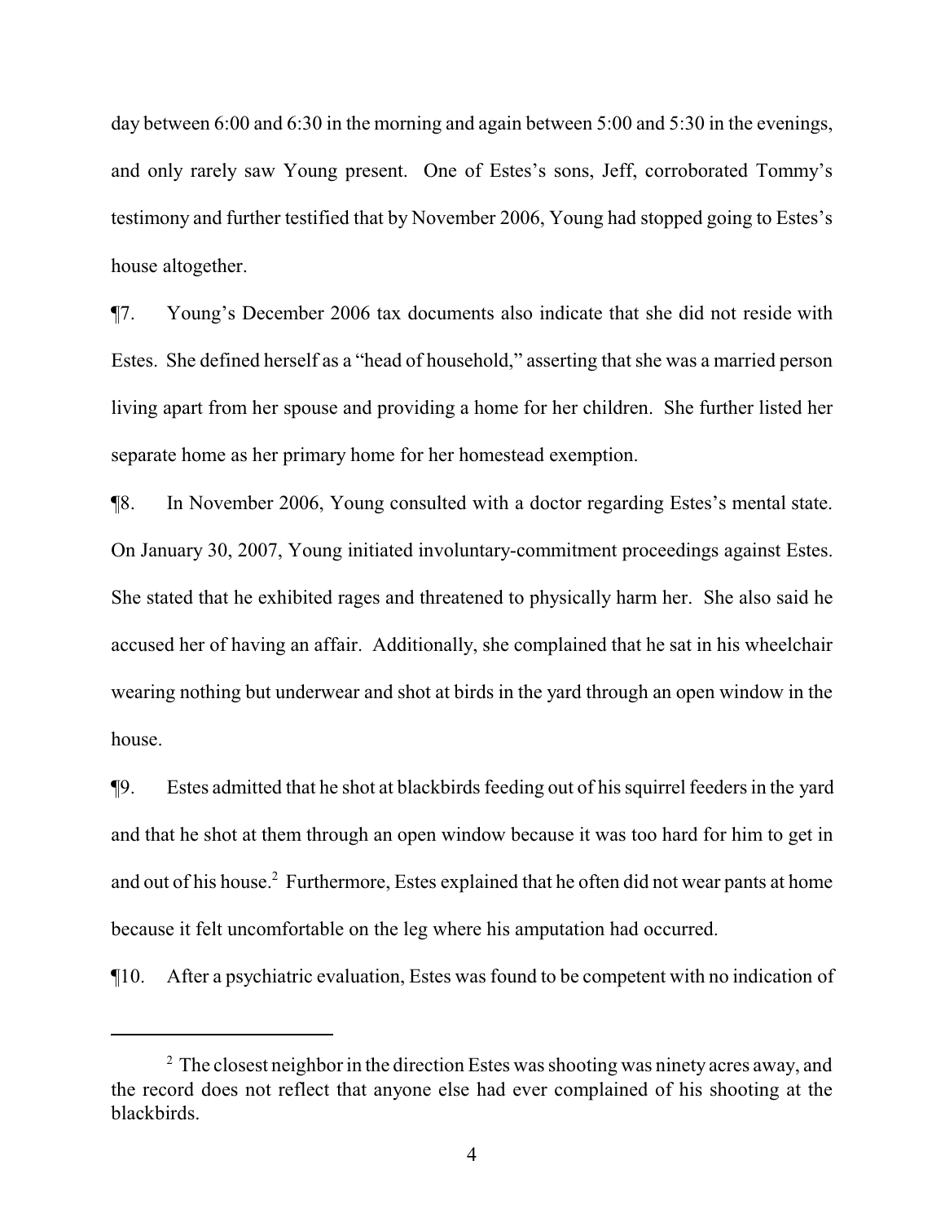day between 6:00 and 6:30 in the morning and again between 5:00 and 5:30 in the evenings, and only rarely saw Young present. One of Estes's sons, Jeff, corroborated Tommy's testimony and further testified that by November 2006, Young had stopped going to Estes's house altogether.

¶7. Young's December 2006 tax documents also indicate that she did not reside with Estes. She defined herself as a "head of household," asserting that she was a married person living apart from her spouse and providing a home for her children. She further listed her separate home as her primary home for her homestead exemption.

¶8. In November 2006, Young consulted with a doctor regarding Estes's mental state. On January 30, 2007, Young initiated involuntary-commitment proceedings against Estes. She stated that he exhibited rages and threatened to physically harm her. She also said he accused her of having an affair. Additionally, she complained that he sat in his wheelchair wearing nothing but underwear and shot at birds in the yard through an open window in the house.

¶9. Estes admitted that he shot at blackbirds feeding out of his squirrel feeders in the yard and that he shot at them through an open window because it was too hard for him to get in and out of his house.[2] Furthermore, Estes explained that he often did not wear pants at home because it felt uncomfortable on the leg where his amputation had occurred.

¶10. After a psychiatric evaluation, Estes was found to be competent with no indication of

---

[2] The closest neighbor in the direction Estes was shooting was ninety acres away, and the record does not reflect that anyone else had ever complained of his shooting at the blackbirds.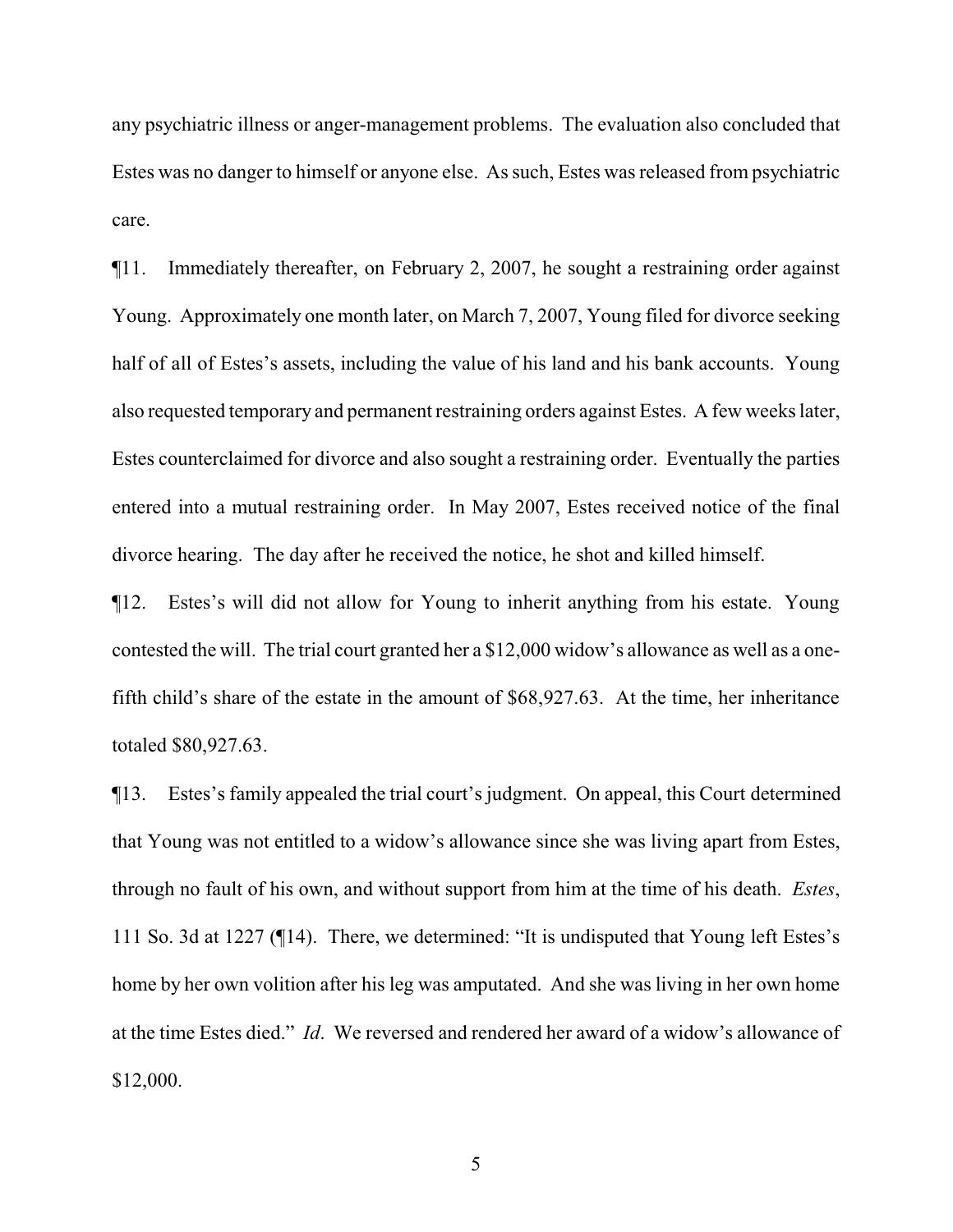any psychiatric illness or anger-management problems. The evaluation also concluded that Estes was no danger to himself or anyone else. As such, Estes was released from psychiatric care.

¶11. Immediately thereafter, on February 2, 2007, he sought a restraining order against Young. Approximately one month later, on March 7, 2007, Young filed for divorce seeking half of all of Estes's assets, including the value of his land and his bank accounts. Young also requested temporary and permanent restraining orders against Estes. A few weeks later, Estes counterclaimed for divorce and also sought a restraining order. Eventually the parties entered into a mutual restraining order. In May 2007, Estes received notice of the final divorce hearing. The day after he received the notice, he shot and killed himself.

¶12. Estes's will did not allow for Young to inherit anything from his estate. Young contested the will. The trial court granted her a $12,000 widow's allowance as well as a one-fifth child's share of the estate in the amount of $68,927.63. At the time, her inheritance totaled $80,927.63.

¶13. Estes's family appealed the trial court's judgment. On appeal, this Court determined that Young was not entitled to a widow's allowance since she was living apart from Estes, through no fault of his own, and without support from him at the time of his death. *Estes*, 111 So. 3d at 1227 (¶14). There, we determined: "It is undisputed that Young left Estes's home by her own volition after his leg was amputated. And she was living in her own home at the time Estes died." *Id*. We reversed and rendered her award of a widow's allowance of $12,000.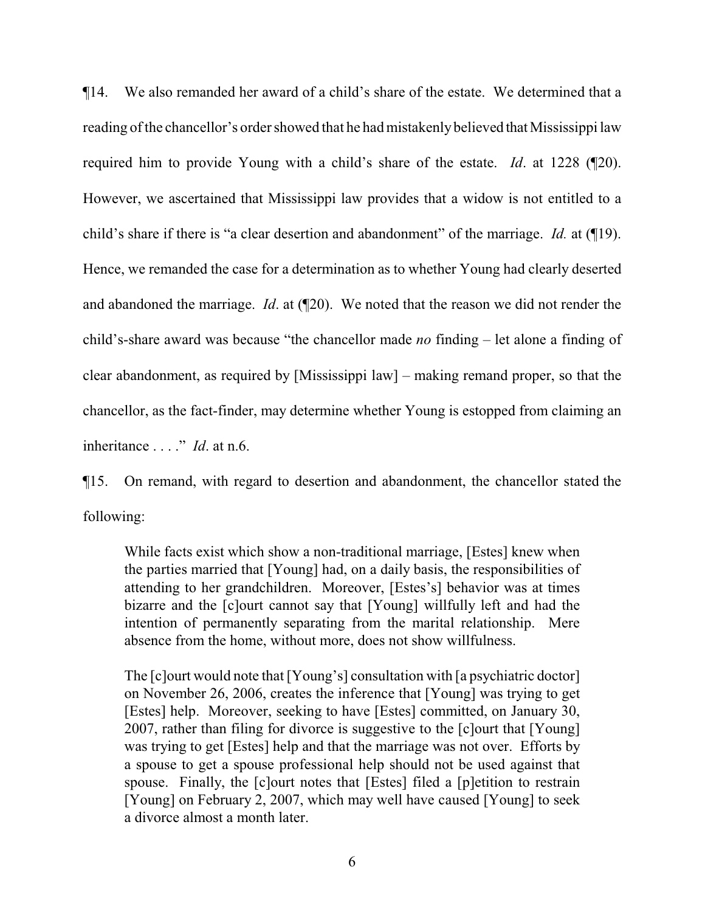¶14. We also remanded her award of a child's share of the estate. We determined that a reading of the chancellor's order showed that he had mistakenly believed that Mississippi law required him to provide Young with a child's share of the estate. *Id*. at 1228 (¶20). However, we ascertained that Mississippi law provides that a widow is not entitled to a child's share if there is "a clear desertion and abandonment" of the marriage. *Id.* at (¶19). Hence, we remanded the case for a determination as to whether Young had clearly deserted and abandoned the marriage. *Id*. at (¶20). We noted that the reason we did not render the child's-share award was because "the chancellor made *no* finding – let alone a finding of clear abandonment, as required by [Mississippi law] – making remand proper, so that the chancellor, as the fact-finder, may determine whether Young is estopped from claiming an inheritance . . . ." *Id*. at n.6.

¶15. On remand, with regard to desertion and abandonment, the chancellor stated the following:

> While facts exist which show a non-traditional marriage, [Estes] knew when the parties married that [Young] had, on a daily basis, the responsibilities of attending to her grandchildren. Moreover, [Estes's] behavior was at times bizarre and the [c]ourt cannot say that [Young] willfully left and had the intention of permanently separating from the marital relationship. Mere absence from the home, without more, does not show willfulness.
>
> The [c]ourt would note that [Young's] consultation with [a psychiatric doctor] on November 26, 2006, creates the inference that [Young] was trying to get [Estes] help. Moreover, seeking to have [Estes] committed, on January 30, 2007, rather than filing for divorce is suggestive to the [c]ourt that [Young] was trying to get [Estes] help and that the marriage was not over. Efforts by a spouse to get a spouse professional help should not be used against that spouse. Finally, the [c]ourt notes that [Estes] filed a [p]etition to restrain [Young] on February 2, 2007, which may well have caused [Young] to seek a divorce almost a month later.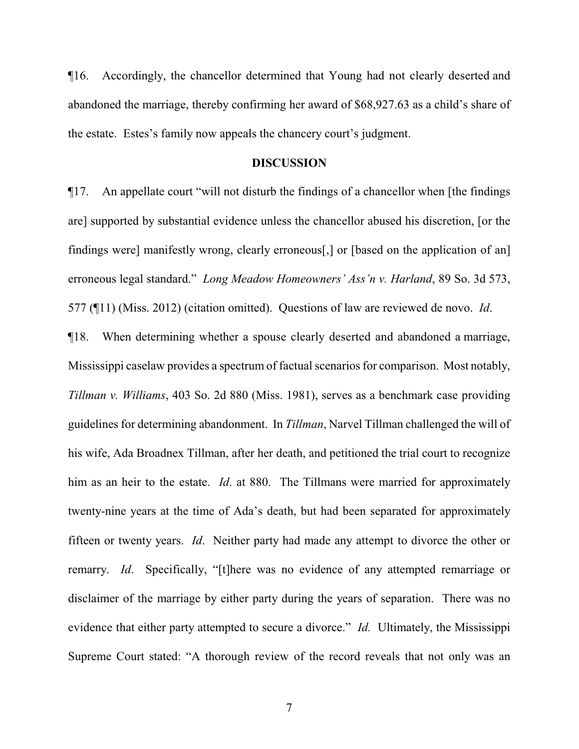¶16. Accordingly, the chancellor determined that Young had not clearly deserted and abandoned the marriage, thereby confirming her award of $68,927.63 as a child's share of the estate. Estes's family now appeals the chancery court's judgment.

## DISCUSSION

¶17. An appellate court "will not disturb the findings of a chancellor when [the findings are] supported by substantial evidence unless the chancellor abused his discretion, [or the findings were] manifestly wrong, clearly erroneous[,] or [based on the application of an] erroneous legal standard." *Long Meadow Homeowners' Ass'n v. Harland*, 89 So. 3d 573, 577 (¶11) (Miss. 2012) (citation omitted). Questions of law are reviewed de novo. *Id*.

¶18. When determining whether a spouse clearly deserted and abandoned a marriage, Mississippi caselaw provides a spectrum of factual scenarios for comparison. Most notably, *Tillman v. Williams*, 403 So. 2d 880 (Miss. 1981), serves as a benchmark case providing guidelines for determining abandonment. In *Tillman*, Narvel Tillman challenged the will of his wife, Ada Broadnex Tillman, after her death, and petitioned the trial court to recognize him as an heir to the estate. *Id*. at 880. The Tillmans were married for approximately twenty-nine years at the time of Ada's death, but had been separated for approximately fifteen or twenty years. *Id*. Neither party had made any attempt to divorce the other or remarry. *Id*. Specifically, "[t]here was no evidence of any attempted remarriage or disclaimer of the marriage by either party during the years of separation. There was no evidence that either party attempted to secure a divorce." *Id.* Ultimately, the Mississippi Supreme Court stated: "A thorough review of the record reveals that not only was an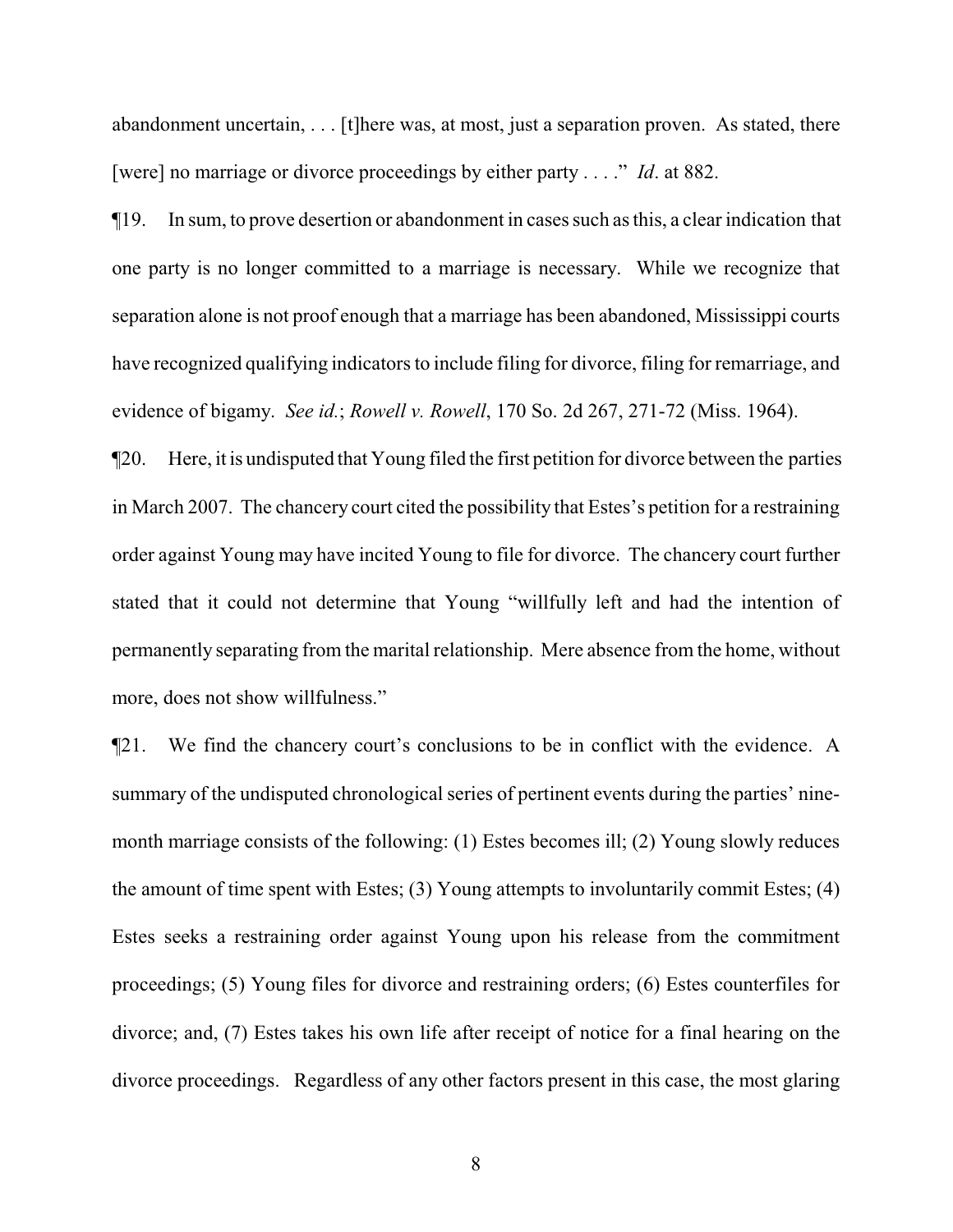abandonment uncertain, . . . [t]here was, at most, just a separation proven. As stated, there [were] no marriage or divorce proceedings by either party . . . ." *Id*. at 882.

¶19. In sum, to prove desertion or abandonment in cases such as this, a clear indication that one party is no longer committed to a marriage is necessary. While we recognize that separation alone is not proof enough that a marriage has been abandoned, Mississippi courts have recognized qualifying indicators to include filing for divorce, filing for remarriage, and evidence of bigamy. *See id.*; *Rowell v. Rowell*, 170 So. 2d 267, 271-72 (Miss. 1964).

¶20. Here, it is undisputed that Young filed the first petition for divorce between the parties in March 2007. The chancery court cited the possibility that Estes's petition for a restraining order against Young may have incited Young to file for divorce. The chancery court further stated that it could not determine that Young "willfully left and had the intention of permanently separating from the marital relationship. Mere absence from the home, without more, does not show willfulness."

¶21. We find the chancery court's conclusions to be in conflict with the evidence. A summary of the undisputed chronological series of pertinent events during the parties' nine-month marriage consists of the following: (1) Estes becomes ill; (2) Young slowly reduces the amount of time spent with Estes; (3) Young attempts to involuntarily commit Estes; (4) Estes seeks a restraining order against Young upon his release from the commitment proceedings; (5) Young files for divorce and restraining orders; (6) Estes counterfiles for divorce; and, (7) Estes takes his own life after receipt of notice for a final hearing on the divorce proceedings. Regardless of any other factors present in this case, the most glaring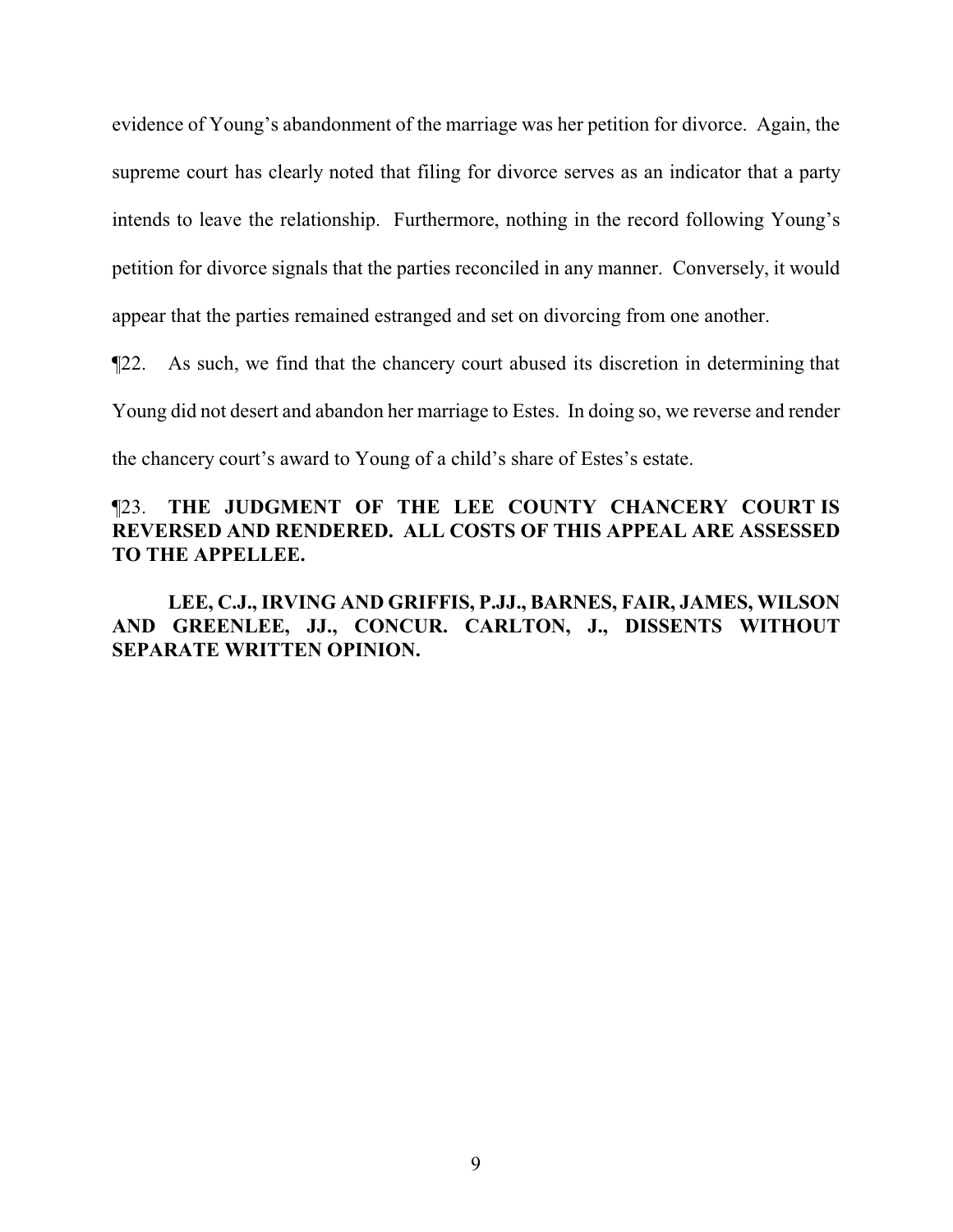evidence of Young's abandonment of the marriage was her petition for divorce. Again, the supreme court has clearly noted that filing for divorce serves as an indicator that a party intends to leave the relationship. Furthermore, nothing in the record following Young's petition for divorce signals that the parties reconciled in any manner. Conversely, it would appear that the parties remained estranged and set on divorcing from one another.

¶22. As such, we find that the chancery court abused its discretion in determining that Young did not desert and abandon her marriage to Estes. In doing so, we reverse and render the chancery court's award to Young of a child's share of Estes's estate.

¶23. **THE JUDGMENT OF THE LEE COUNTY CHANCERY COURT IS REVERSED AND RENDERED. ALL COSTS OF THIS APPEAL ARE ASSESSED TO THE APPELLEE.**

**LEE, C.J., IRVING AND GRIFFIS, P.JJ., BARNES, FAIR, JAMES, WILSON AND GREENLEE, JJ., CONCUR. CARLTON, J., DISSENTS WITHOUT SEPARATE WRITTEN OPINION.**